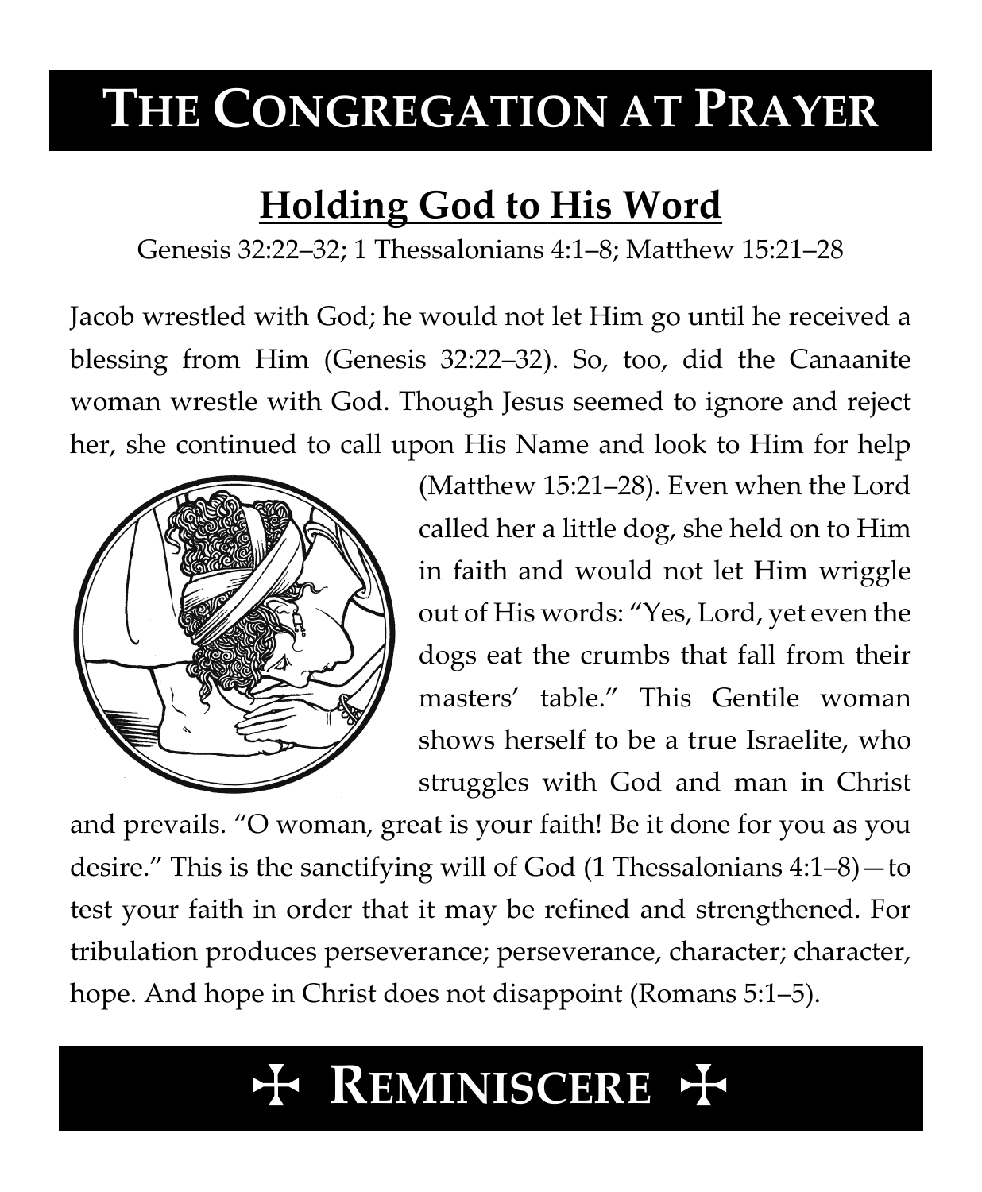# The Congregation at Prayer

## Holding God to His Word

Genesis 32:22–32; 1 Thessalonians 4:1–8; Matthew 15:21–28

Jacob wrestled with God; he would not let Him go until he received a blessing from Him (Genesis 32:22–32). So, too, did the Canaanite woman wrestle with God. Though Jesus seemed to ignore and reject her, she continued to call upon His Name and look to Him for help (Matthew 15:21–28). Even when the Lord called her a little dog, she held on to Him in faith and would not let Him wriggle out of His words: "Yes, Lord, yet even the dogs eat the crumbs that fall from their masters' table." This Gentile woman shows herself to be a true Israelite, who struggles with God and man in Christ and prevails. "O woman, great is your faith! Be it done for you as you desire." This is the sanctifying will of God (1 Thessalonians 4:1–8)—to test your faith in order that it may be refined and strengthened. For tribulation produces perseverance; perseverance, character; character, hope. And hope in Christ does not disappoint (Romans 5:1–5).

# ✠ Reminiscere ✠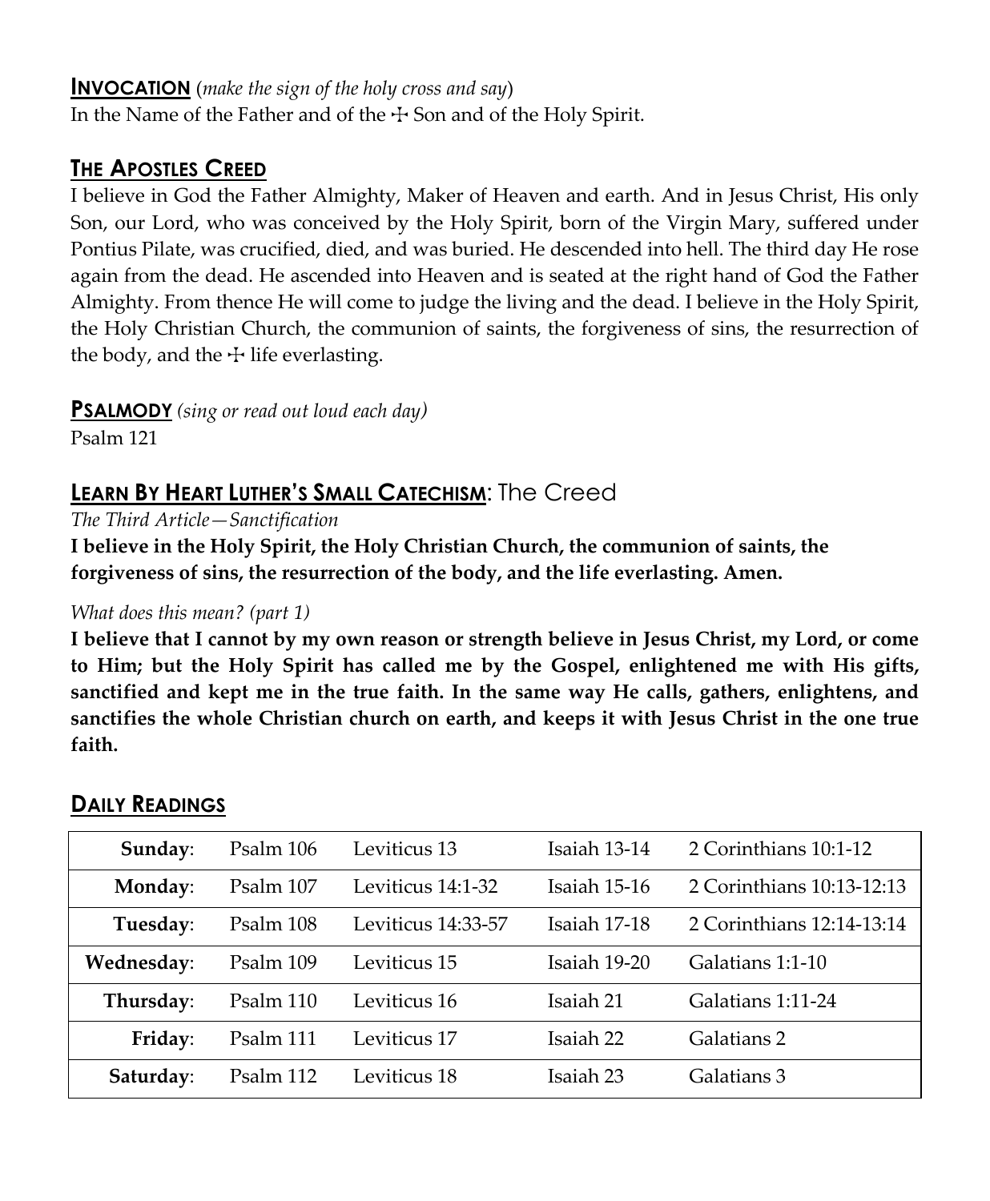## Invocation (*make the sign of the holy cross and say*)

In the Name of the Father and of the ☩ Son and of the Holy Spirit.

## The Apostles Creed

I believe in God the Father Almighty, Maker of Heaven and earth. And in Jesus Christ, His only Son, our Lord, who was conceived by the Holy Spirit, born of the Virgin Mary, suffered under Pontius Pilate, was crucified, died, and was buried. He descended into hell. The third day He rose again from the dead. He ascended into Heaven and is seated at the right hand of God the Father Almighty. From thence He will come to judge the living and the dead. I believe in the Holy Spirit, the Holy Christian Church, the communion of saints, the forgiveness of sins, the resurrection of the body, and the ☩ life everlasting.

## Psalmody *(sing or read out loud each day)*

Psalm 121

## Learn By Heart Luther's Small Catechism: The Creed

*The Third Article—Sanctification*

**I believe in the Holy Spirit, the Holy Christian Church, the communion of saints, the forgiveness of sins, the resurrection of the body, and the life everlasting. Amen.**

*What does this mean? (part 1)*

**I believe that I cannot by my own reason or strength believe in Jesus Christ, my Lord, or come to Him; but the Holy Spirit has called me by the Gospel, enlightened me with His gifts, sanctified and kept me in the true faith. In the same way He calls, gathers, enlightens, and sanctifies the whole Christian church on earth, and keeps it with Jesus Christ in the one true faith.**

## Daily Readings

| | | | | |
|---|---|---|---|---|
| **Sunday**: | Psalm 106 | Leviticus 13 | Isaiah 13-14 | 2 Corinthians 10:1-12 |
| **Monday**: | Psalm 107 | Leviticus 14:1-32 | Isaiah 15-16 | 2 Corinthians 10:13-12:13 |
| **Tuesday**: | Psalm 108 | Leviticus 14:33-57 | Isaiah 17-18 | 2 Corinthians 12:14-13:14 |
| **Wednesday**: | Psalm 109 | Leviticus 15 | Isaiah 19-20 | Galatians 1:1-10 |
| **Thursday**: | Psalm 110 | Leviticus 16 | Isaiah 21 | Galatians 1:11-24 |
| **Friday**: | Psalm 111 | Leviticus 17 | Isaiah 22 | Galatians 2 |
| **Saturday**: | Psalm 112 | Leviticus 18 | Isaiah 23 | Galatians 3 |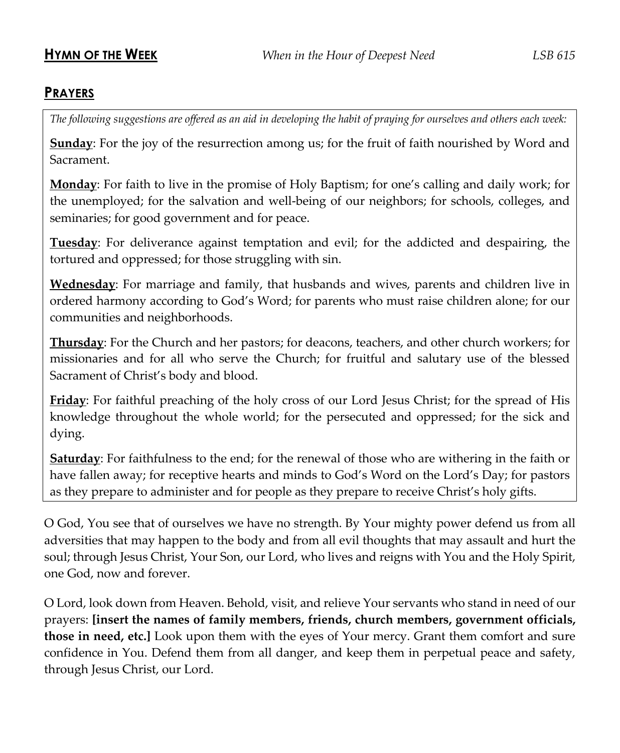## HYMN OF THE WEEK *When in the Hour of Deepest Need* *LSB 615*

## PRAYERS

*The following suggestions are offered as an aid in developing the habit of praying for ourselves and others each week:*

**Sunday**: For the joy of the resurrection among us; for the fruit of faith nourished by Word and Sacrament.

**Monday**: For faith to live in the promise of Holy Baptism; for one's calling and daily work; for the unemployed; for the salvation and well-being of our neighbors; for schools, colleges, and seminaries; for good government and for peace.

**Tuesday**: For deliverance against temptation and evil; for the addicted and despairing, the tortured and oppressed; for those struggling with sin.

**Wednesday**: For marriage and family, that husbands and wives, parents and children live in ordered harmony according to God's Word; for parents who must raise children alone; for our communities and neighborhoods.

**Thursday**: For the Church and her pastors; for deacons, teachers, and other church workers; for missionaries and for all who serve the Church; for fruitful and salutary use of the blessed Sacrament of Christ's body and blood.

**Friday**: For faithful preaching of the holy cross of our Lord Jesus Christ; for the spread of His knowledge throughout the whole world; for the persecuted and oppressed; for the sick and dying.

**Saturday**: For faithfulness to the end; for the renewal of those who are withering in the faith or have fallen away; for receptive hearts and minds to God's Word on the Lord's Day; for pastors as they prepare to administer and for people as they prepare to receive Christ's holy gifts.

O God, You see that of ourselves we have no strength. By Your mighty power defend us from all adversities that may happen to the body and from all evil thoughts that may assault and hurt the soul; through Jesus Christ, Your Son, our Lord, who lives and reigns with You and the Holy Spirit, one God, now and forever.

O Lord, look down from Heaven. Behold, visit, and relieve Your servants who stand in need of our prayers: **[insert the names of family members, friends, church members, government officials, those in need, etc.]** Look upon them with the eyes of Your mercy. Grant them comfort and sure confidence in You. Defend them from all danger, and keep them in perpetual peace and safety, through Jesus Christ, our Lord.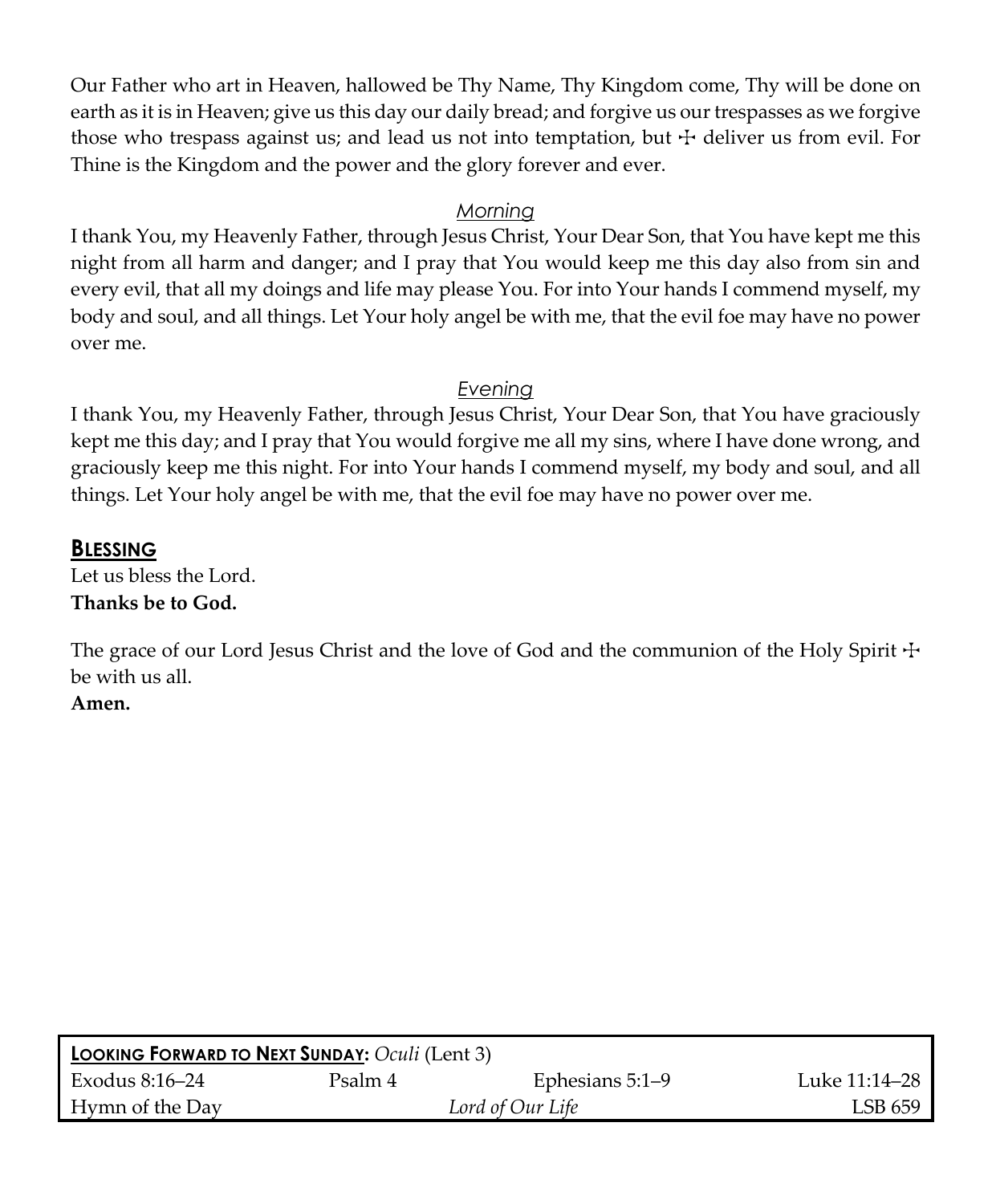Our Father who art in Heaven, hallowed be Thy Name, Thy Kingdom come, Thy will be done on earth as it is in Heaven; give us this day our daily bread; and forgive us our trespasses as we forgive those who trespass against us; and lead us not into temptation, but ☩ deliver us from evil. For Thine is the Kingdom and the power and the glory forever and ever.

*Morning*

I thank You, my Heavenly Father, through Jesus Christ, Your Dear Son, that You have kept me this night from all harm and danger; and I pray that You would keep me this day also from sin and every evil, that all my doings and life may please You. For into Your hands I commend myself, my body and soul, and all things. Let Your holy angel be with me, that the evil foe may have no power over me.

*Evening*

I thank You, my Heavenly Father, through Jesus Christ, Your Dear Son, that You have graciously kept me this day; and I pray that You would forgive me all my sins, where I have done wrong, and graciously keep me this night. For into Your hands I commend myself, my body and soul, and all things. Let Your holy angel be with me, that the evil foe may have no power over me.

## Blessing

Let us bless the Lord.
**Thanks be to God.**

The grace of our Lord Jesus Christ and the love of God and the communion of the Holy Spirit ☩ be with us all.
**Amen.**

| **Looking Forward to Next Sunday:** *Oculi* (Lent 3) | | | |
|---|---|---|---|
| Exodus 8:16–24 | Psalm 4 | Ephesians 5:1–9 | Luke 11:14–28 |
| Hymn of the Day | | *Lord of Our Life* | LSB 659 |